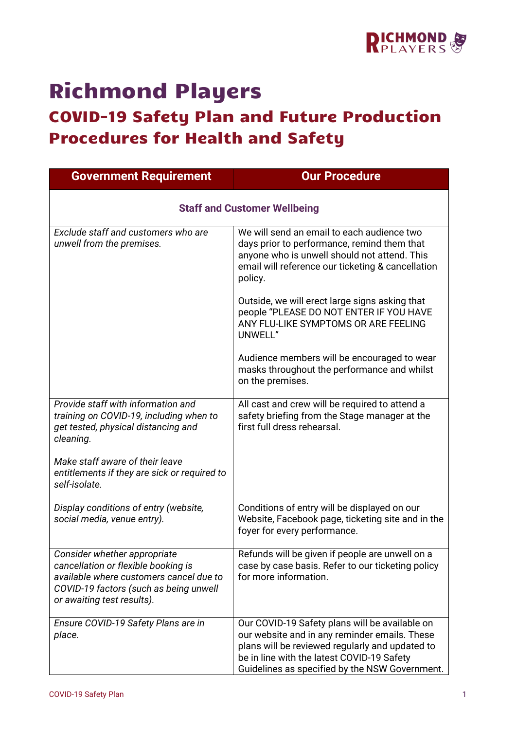# Richmond Players

## COVID-19 Safety Plan and Future Production Procedures for Health and Safety

| Government Requirement | Our Procedure |
|---|---|
| **Staff and Customer Wellbeing** | |
| *Exclude staff and customers who are unwell from the premises.* | We will send an email to each audience two days prior to performance, remind them that anyone who is unwell should not attend. This email will reference our ticketing & cancellation policy.<br><br>Outside, we will erect large signs asking that people "PLEASE DO NOT ENTER IF YOU HAVE ANY FLU-LIKE SYMPTOMS OR ARE FEELING UNWELL"<br><br>Audience members will be encouraged to wear masks throughout the performance and whilst on the premises. |
| *Provide staff with information and training on COVID-19, including when to get tested, physical distancing and cleaning.*<br><br>*Make staff aware of their leave entitlements if they are sick or required to self-isolate.* | All cast and crew will be required to attend a safety briefing from the Stage manager at the first full dress rehearsal. |
| *Display conditions of entry (website, social media, venue entry).* | Conditions of entry will be displayed on our Website, Facebook page, ticketing site and in the foyer for every performance. |
| *Consider whether appropriate cancellation or flexible booking is available where customers cancel due to COVID-19 factors (such as being unwell or awaiting test results).* | Refunds will be given if people are unwell on a case by case basis. Refer to our ticketing policy for more information. |
| *Ensure COVID-19 Safety Plans are in place.* | Our COVID-19 Safety plans will be available on our website and in any reminder emails. These plans will be reviewed regularly and updated to be in line with the latest COVID-19 Safety Guidelines as specified by the NSW Government. |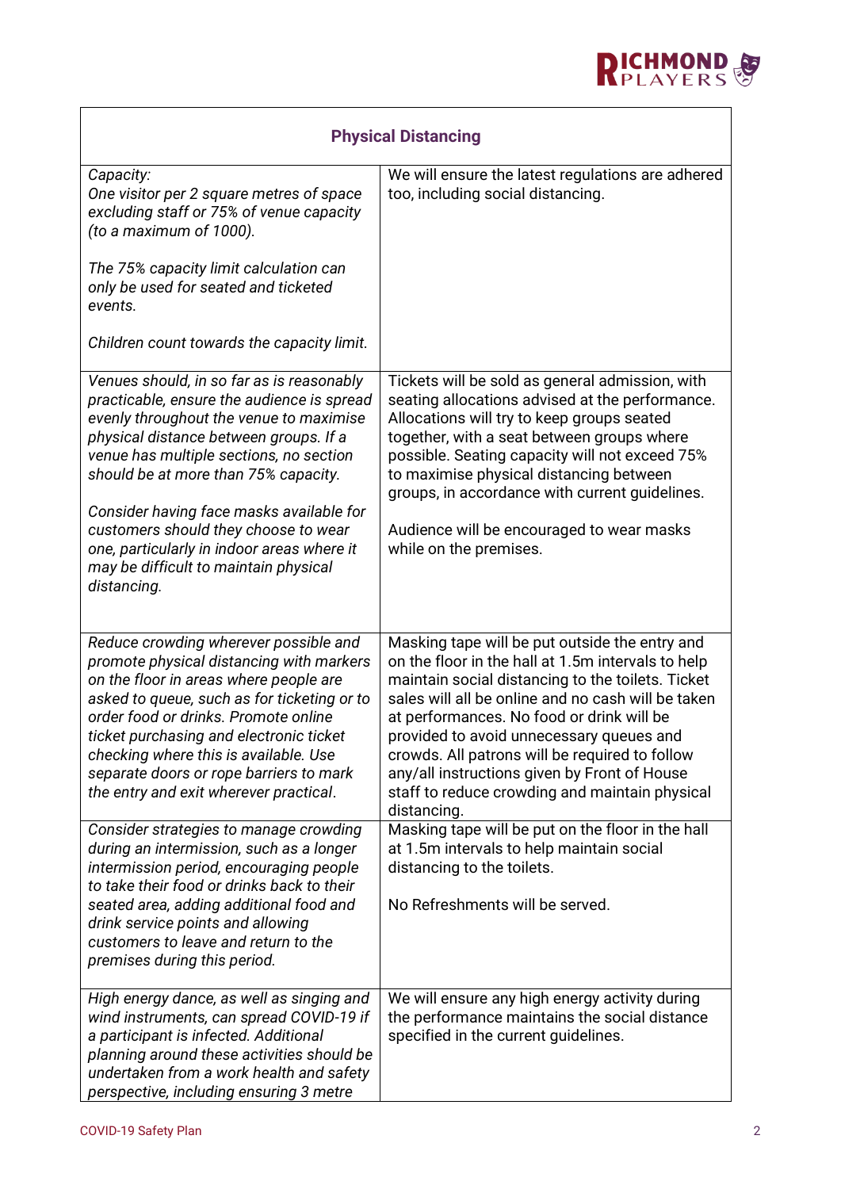| Physical Distancing | |
|---|---|
| *Capacity:*<br>*One visitor per 2 square metres of space excluding staff or 75% of venue capacity (to a maximum of 1000).*<br><br>*The 75% capacity limit calculation can only be used for seated and ticketed events.*<br><br>*Children count towards the capacity limit.* | We will ensure the latest regulations are adhered too, including social distancing. |
| *Venues should, in so far as is reasonably practicable, ensure the audience is spread evenly throughout the venue to maximise physical distance between groups. If a venue has multiple sections, no section should be at more than 75% capacity.*<br><br>*Consider having face masks available for customers should they choose to wear one, particularly in indoor areas where it may be difficult to maintain physical distancing.* | Tickets will be sold as general admission, with seating allocations advised at the performance. Allocations will try to keep groups seated together, with a seat between groups where possible. Seating capacity will not exceed 75% to maximise physical distancing between groups, in accordance with current guidelines.<br><br>Audience will be encouraged to wear masks while on the premises. |
| *Reduce crowding wherever possible and promote physical distancing with markers on the floor in areas where people are asked to queue, such as for ticketing or to order food or drinks. Promote online ticket purchasing and electronic ticket checking where this is available. Use separate doors or rope barriers to mark the entry and exit wherever practical.* | Masking tape will be put outside the entry and on the floor in the hall at 1.5m intervals to help maintain social distancing to the toilets. Ticket sales will all be online and no cash will be taken at performances. No food or drink will be provided to avoid unnecessary queues and crowds. All patrons will be required to follow any/all instructions given by Front of House staff to reduce crowding and maintain physical distancing. |
| *Consider strategies to manage crowding during an intermission, such as a longer intermission period, encouraging people to take their food or drinks back to their seated area, adding additional food and drink service points and allowing customers to leave and return to the premises during this period.* | Masking tape will be put on the floor in the hall at 1.5m intervals to help maintain social distancing to the toilets.<br><br>No Refreshments will be served. |
| *High energy dance, as well as singing and wind instruments, can spread COVID-19 if a participant is infected. Additional planning around these activities should be undertaken from a work health and safety perspective, including ensuring 3 metre* | We will ensure any high energy activity during the performance maintains the social distance specified in the current guidelines. |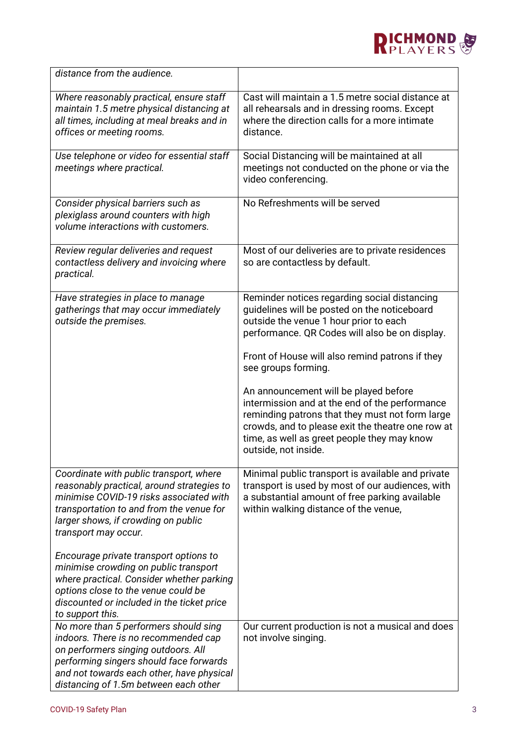| | |
|---|---|
| *distance from the audience.* | |
| *Where reasonably practical, ensure staff maintain 1.5 metre physical distancing at all times, including at meal breaks and in offices or meeting rooms.* | Cast will maintain a 1.5 metre social distance at all rehearsals and in dressing rooms. Except where the direction calls for a more intimate distance. |
| *Use telephone or video for essential staff meetings where practical.* | Social Distancing will be maintained at all meetings not conducted on the phone or via the video conferencing. |
| *Consider physical barriers such as plexiglass around counters with high volume interactions with customers.* | No Refreshments will be served |
| *Review regular deliveries and request contactless delivery and invoicing where practical.* | Most of our deliveries are to private residences so are contactless by default. |
| *Have strategies in place to manage gatherings that may occur immediately outside the premises.* | Reminder notices regarding social distancing guidelines will be posted on the noticeboard outside the venue 1 hour prior to each performance. QR Codes will also be on display.<br><br>Front of House will also remind patrons if they see groups forming.<br><br>An announcement will be played before intermission and at the end of the performance reminding patrons that they must not form large crowds, and to please exit the theatre one row at time, as well as greet people they may know outside, not inside. |
| *Coordinate with public transport, where reasonably practical, around strategies to minimise COVID-19 risks associated with transportation to and from the venue for larger shows, if crowding on public transport may occur.*<br><br>*Encourage private transport options to minimise crowding on public transport where practical. Consider whether parking options close to the venue could be discounted or included in the ticket price to support this.* | Minimal public transport is available and private transport is used by most of our audiences, with a substantial amount of free parking available within walking distance of the venue, |
| *No more than 5 performers should sing indoors. There is no recommended cap on performers singing outdoors. All performing singers should face forwards and not towards each other, have physical distancing of 1.5m between each other* | Our current production is not a musical and does not involve singing. |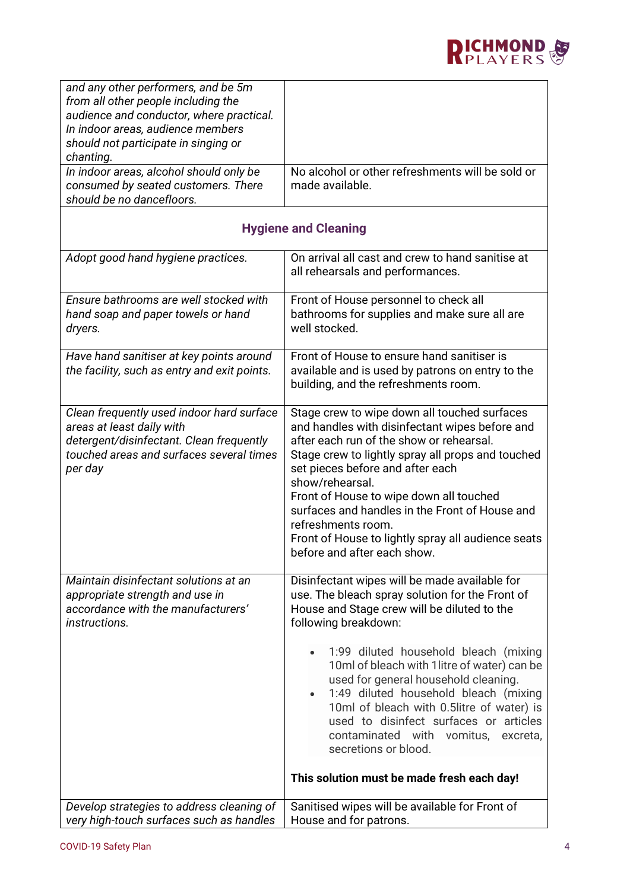| | |
|---|---|
| *and any other performers, and be 5m from all other people including the audience and conductor, where practical. In indoor areas, audience members should not participate in singing or chanting.* | |
| *In indoor areas, alcohol should only be consumed by seated customers. There should be no dancefloors.* | No alcohol or other refreshments will be sold or made available. |
| **Hygiene and Cleaning** | |
| *Adopt good hand hygiene practices.* | On arrival all cast and crew to hand sanitise at all rehearsals and performances. |
| *Ensure bathrooms are well stocked with hand soap and paper towels or hand dryers.* | Front of House personnel to check all bathrooms for supplies and make sure all are well stocked. |
| *Have hand sanitiser at key points around the facility, such as entry and exit points.* | Front of House to ensure hand sanitiser is available and is used by patrons on entry to the building, and the refreshments room. |
| *Clean frequently used indoor hard surface areas at least daily with detergent/disinfectant. Clean frequently touched areas and surfaces several times per day* | Stage crew to wipe down all touched surfaces and handles with disinfectant wipes before and after each run of the show or rehearsal.<br>Stage crew to lightly spray all props and touched set pieces before and after each show/rehearsal.<br>Front of House to wipe down all touched surfaces and handles in the Front of House and refreshments room.<br>Front of House to lightly spray all audience seats before and after each show. |
| *Maintain disinfectant solutions at an appropriate strength and use in accordance with the manufacturers' instructions.* | Disinfectant wipes will be made available for use. The bleach spray solution for the Front of House and Stage crew will be diluted to the following breakdown:<br>• 1:99 diluted household bleach (mixing 10ml of bleach with 1litre of water) can be used for general household cleaning.<br>• 1:49 diluted household bleach (mixing 10ml of bleach with 0.5litre of water) is used to disinfect surfaces or articles contaminated with vomitus, excreta, secretions or blood.<br>**This solution must be made fresh each day!** |
| *Develop strategies to address cleaning of very high-touch surfaces such as handles* | Sanitised wipes will be available for Front of House and for patrons. |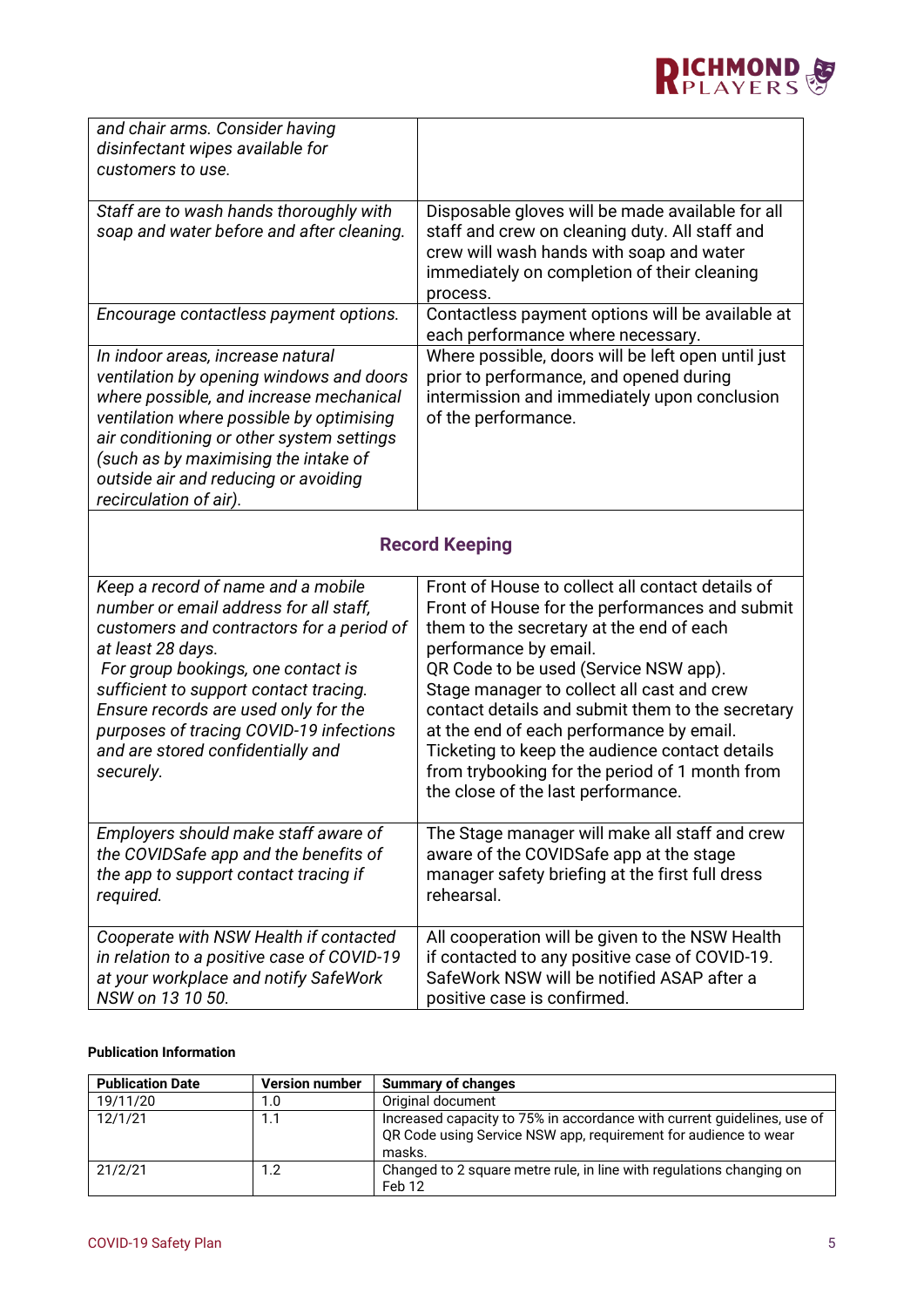| | |
|---|---|
| *and chair arms. Consider having disinfectant wipes available for customers to use.* | |
| *Staff are to wash hands thoroughly with soap and water before and after cleaning.* | Disposable gloves will be made available for all staff and crew on cleaning duty. All staff and crew will wash hands with soap and water immediately on completion of their cleaning process. |
| *Encourage contactless payment options.* | Contactless payment options will be available at each performance where necessary. |
| *In indoor areas, increase natural ventilation by opening windows and doors where possible, and increase mechanical ventilation where possible by optimising air conditioning or other system settings (such as by maximising the intake of outside air and reducing or avoiding recirculation of air).* | Where possible, doors will be left open until just prior to performance, and opened during intermission and immediately upon conclusion of the performance. |
| **Record Keeping** | |
| *Keep a record of name and a mobile number or email address for all staff, customers and contractors for a period of at least 28 days.* *For group bookings, one contact is sufficient to support contact tracing.* *Ensure records are used only for the purposes of tracing COVID-19 infections and are stored confidentially and securely.* | Front of House to collect all contact details of Front of House for the performances and submit them to the secretary at the end of each performance by email. QR Code to be used (Service NSW app). Stage manager to collect all cast and crew contact details and submit them to the secretary at the end of each performance by email. Ticketing to keep the audience contact details from trybooking for the period of 1 month from the close of the last performance. |
| *Employers should make staff aware of the COVIDSafe app and the benefits of the app to support contact tracing if required.* | The Stage manager will make all staff and crew aware of the COVIDSafe app at the stage manager safety briefing at the first full dress rehearsal. |
| *Cooperate with NSW Health if contacted in relation to a positive case of COVID-19 at your workplace and notify SafeWork NSW on 13 10 50.* | All cooperation will be given to the NSW Health if contacted to any positive case of COVID-19. SafeWork NSW will be notified ASAP after a positive case is confirmed. |

**Publication Information**

| Publication Date | Version number | Summary of changes |
|---|---|---|
| 19/11/20 | 1.0 | Original document |
| 12/1/21 | 1.1 | Increased capacity to 75% in accordance with current guidelines, use of QR Code using Service NSW app, requirement for audience to wear masks. |
| 21/2/21 | 1.2 | Changed to 2 square metre rule, in line with regulations changing on Feb 12 |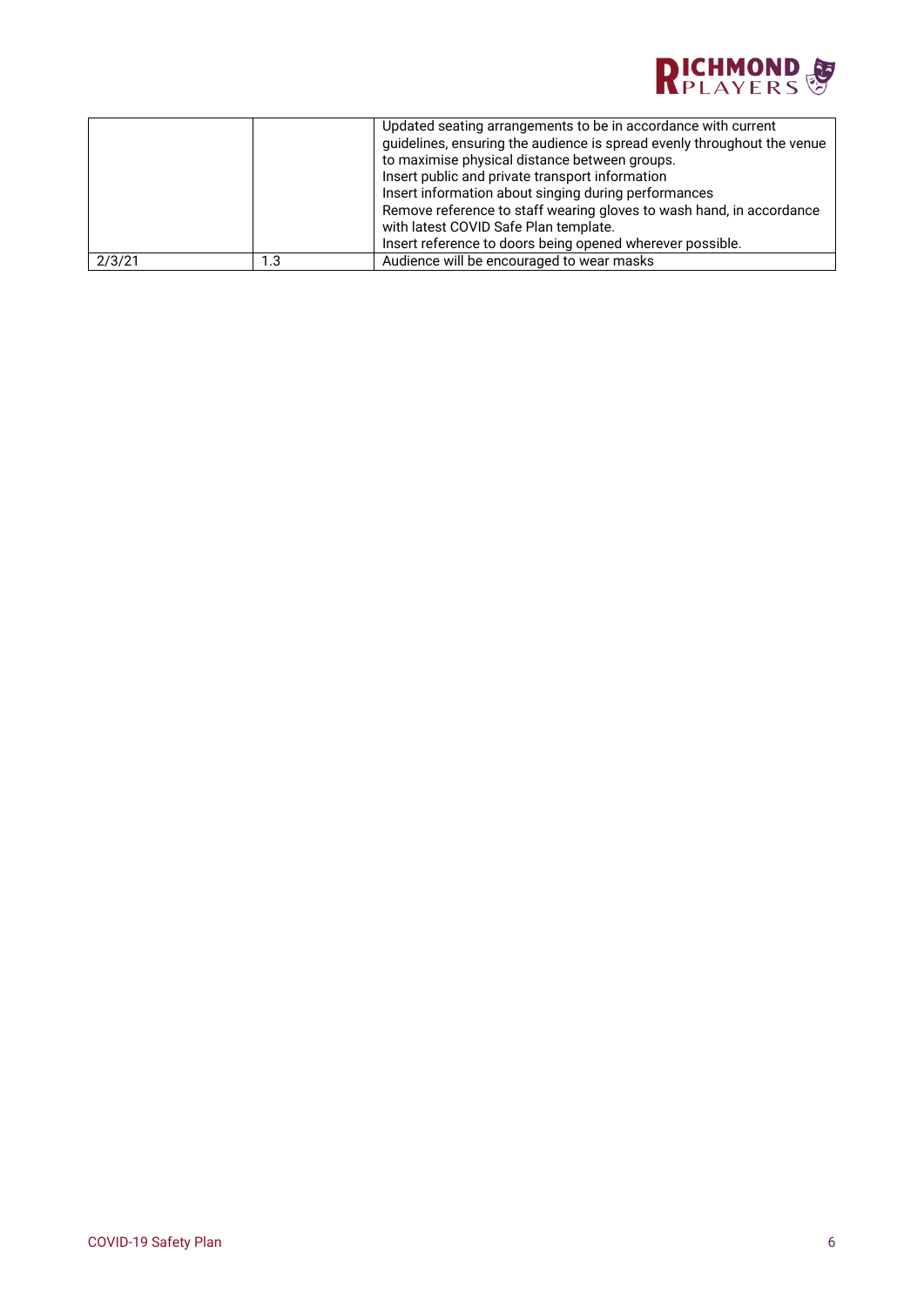| | | |
|---|---|---|
| | | Updated seating arrangements to be in accordance with current guidelines, ensuring the audience is spread evenly throughout the venue to maximise physical distance between groups.<br>Insert public and private transport information<br>Insert information about singing during performances<br>Remove reference to staff wearing gloves to wash hand, in accordance with latest COVID Safe Plan template.<br>Insert reference to doors being opened wherever possible. |
| 2/3/21 | 1.3 | Audience will be encouraged to wear masks |